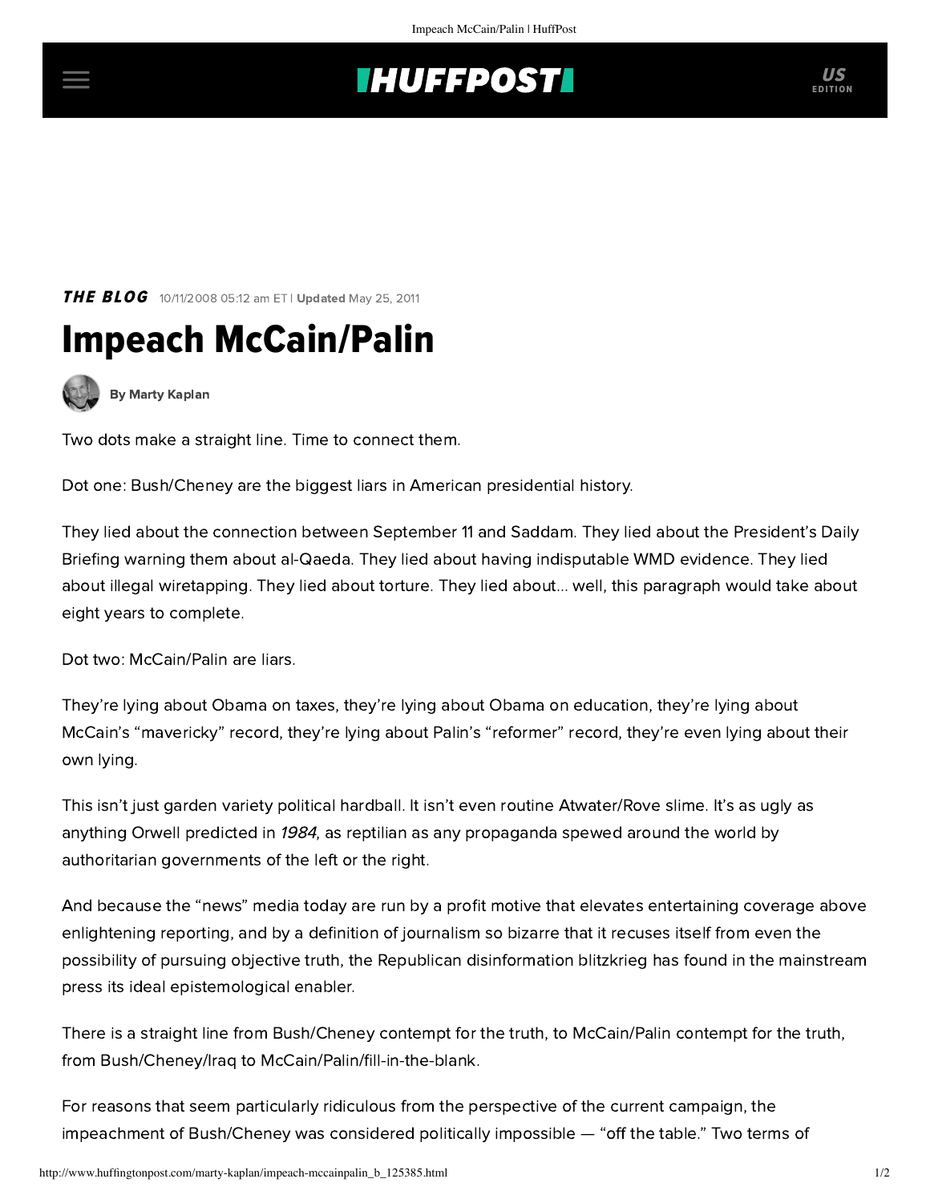**THE BLOG** 10/11/2008 05:12 am ET | **Updated** May 25, 2011

# Impeach McCain/Palin

**By Marty Kaplan**

Two dots make a straight line. Time to connect them.

Dot one: Bush/Cheney are the biggest liars in American presidential history.

They lied about the connection between September 11 and Saddam. They lied about the President's Daily Briefing warning them about al-Qaeda. They lied about having indisputable WMD evidence. They lied about illegal wiretapping. They lied about torture. They lied about... well, this paragraph would take about eight years to complete.

Dot two: McCain/Palin are liars.

They're lying about Obama on taxes, they're lying about Obama on education, they're lying about McCain's "mavericky" record, they're lying about Palin's "reformer" record, they're even lying about their own lying.

This isn't just garden variety political hardball. It isn't even routine Atwater/Rove slime. It's as ugly as anything Orwell predicted in *1984*, as reptilian as any propaganda spewed around the world by authoritarian governments of the left or the right.

And because the "news" media today are run by a profit motive that elevates entertaining coverage above enlightening reporting, and by a definition of journalism so bizarre that it recuses itself from even the possibility of pursuing objective truth, the Republican disinformation blitzkrieg has found in the mainstream press its ideal epistemological enabler.

There is a straight line from Bush/Cheney contempt for the truth, to McCain/Palin contempt for the truth, from Bush/Cheney/Iraq to McCain/Palin/fill-in-the-blank.

For reasons that seem particularly ridiculous from the perspective of the current campaign, the impeachment of Bush/Cheney was considered politically impossible — "off the table." Two terms of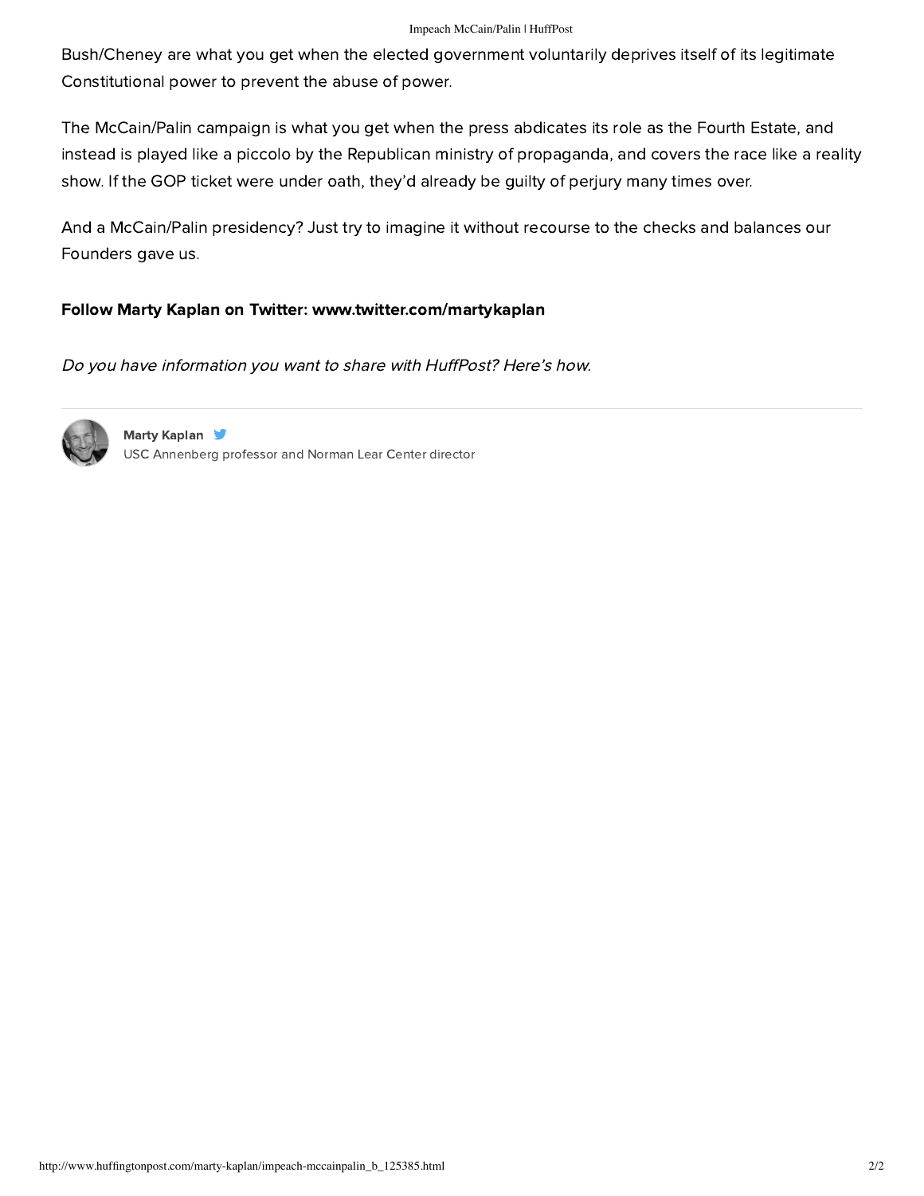Bush/Cheney are what you get when the elected government voluntarily deprives itself of its legitimate Constitutional power to prevent the abuse of power.

The McCain/Palin campaign is what you get when the press abdicates its role as the Fourth Estate, and instead is played like a piccolo by the Republican ministry of propaganda, and covers the race like a reality show. If the GOP ticket were under oath, they'd already be guilty of perjury many times over.

And a McCain/Palin presidency? Just try to imagine it without recourse to the checks and balances our Founders gave us.

**Follow Marty Kaplan on Twitter: www.twitter.com/martykaplan**

*Do you have information you want to share with HuffPost? Here's how.*

---

**Marty Kaplan**

USC Annenberg professor and Norman Lear Center director